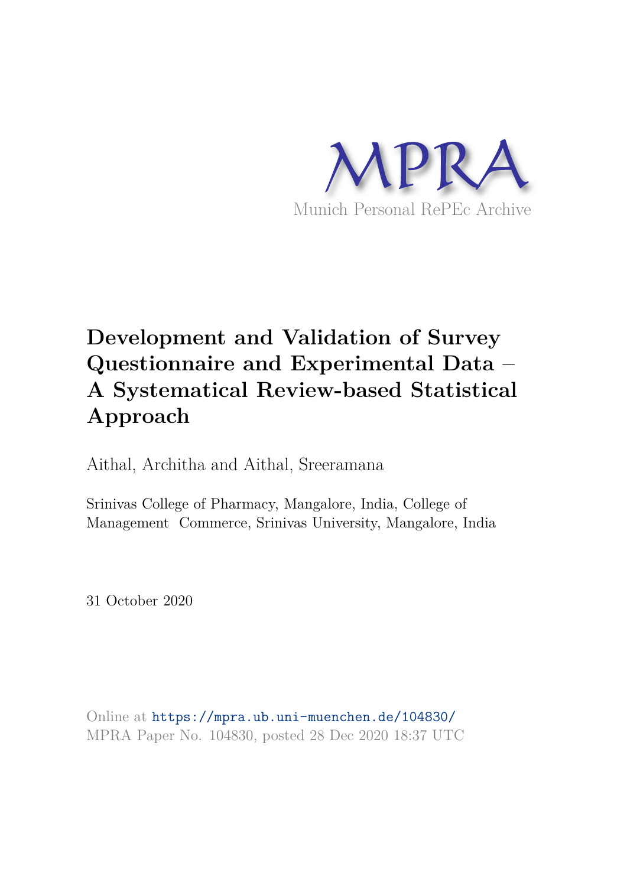# MPRA

Munich Personal RePEc Archive

# Development and Validation of Survey Questionnaire and Experimental Data – A Systematical Review-based Statistical Approach

Aithal, Architha and Aithal, Sreeramana

Srinivas College of Pharmacy, Mangalore, India, College of Management Commerce, Srinivas University, Mangalore, India

31 October 2020

Online at https://mpra.ub.uni-muenchen.de/104830/
MPRA Paper No. 104830, posted 28 Dec 2020 18:37 UTC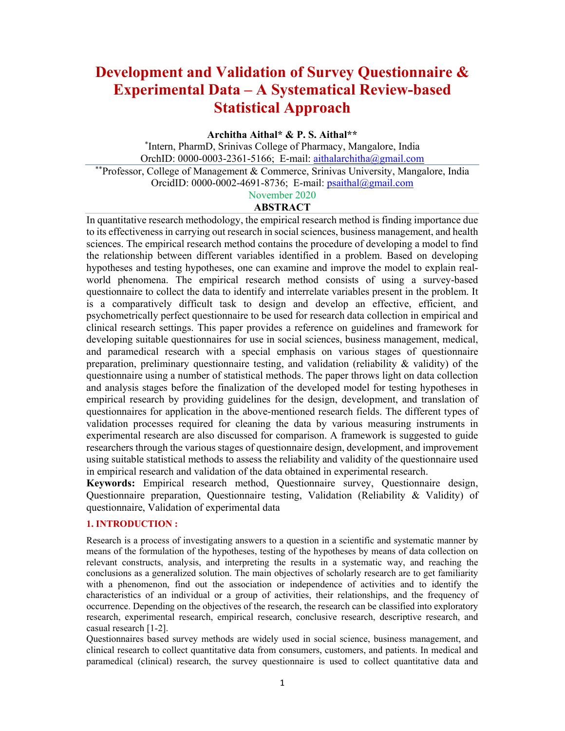# Development and Validation of Survey Questionnaire & Experimental Data – A Systematical Review-based Statistical Approach

**Architha Aithal* & P. S. Aithal****

*Intern, PharmD, Srinivas College of Pharmacy, Mangalore, India
OrchID: 0000-0003-2361-5166; E-mail: aithalarchitha@gmail.com

**Professor, College of Management & Commerce, Srinivas University, Mangalore, India
OrcidID: 0000-0002-4691-8736; E-mail: psaithal@gmail.com

November 2020

## ABSTRACT

In quantitative research methodology, the empirical research method is finding importance due to its effectiveness in carrying out research in social sciences, business management, and health sciences. The empirical research method contains the procedure of developing a model to find the relationship between different variables identified in a problem. Based on developing hypotheses and testing hypotheses, one can examine and improve the model to explain real-world phenomena. The empirical research method consists of using a survey-based questionnaire to collect the data to identify and interrelate variables present in the problem. It is a comparatively difficult task to design and develop an effective, efficient, and psychometrically perfect questionnaire to be used for research data collection in empirical and clinical research settings. This paper provides a reference on guidelines and framework for developing suitable questionnaires for use in social sciences, business management, medical, and paramedical research with a special emphasis on various stages of questionnaire preparation, preliminary questionnaire testing, and validation (reliability & validity) of the questionnaire using a number of statistical methods. The paper throws light on data collection and analysis stages before the finalization of the developed model for testing hypotheses in empirical research by providing guidelines for the design, development, and translation of questionnaires for application in the above-mentioned research fields. The different types of validation processes required for cleaning the data by various measuring instruments in experimental research are also discussed for comparison. A framework is suggested to guide researchers through the various stages of questionnaire design, development, and improvement using suitable statistical methods to assess the reliability and validity of the questionnaire used in empirical research and validation of the data obtained in experimental research.

**Keywords:** Empirical research method, Questionnaire survey, Questionnaire design, Questionnaire preparation, Questionnaire testing, Validation (Reliability & Validity) of questionnaire, Validation of experimental data

## 1. INTRODUCTION :

Research is a process of investigating answers to a question in a scientific and systematic manner by means of the formulation of the hypotheses, testing of the hypotheses by means of data collection on relevant constructs, analysis, and interpreting the results in a systematic way, and reaching the conclusions as a generalized solution. The main objectives of scholarly research are to get familiarity with a phenomenon, find out the association or independence of activities and to identify the characteristics of an individual or a group of activities, their relationships, and the frequency of occurrence. Depending on the objectives of the research, the research can be classified into exploratory research, experimental research, empirical research, conclusive research, descriptive research, and casual research [1-2].

Questionnaires based survey methods are widely used in social science, business management, and clinical research to collect quantitative data from consumers, customers, and patients. In medical and paramedical (clinical) research, the survey questionnaire is used to collect quantitative data and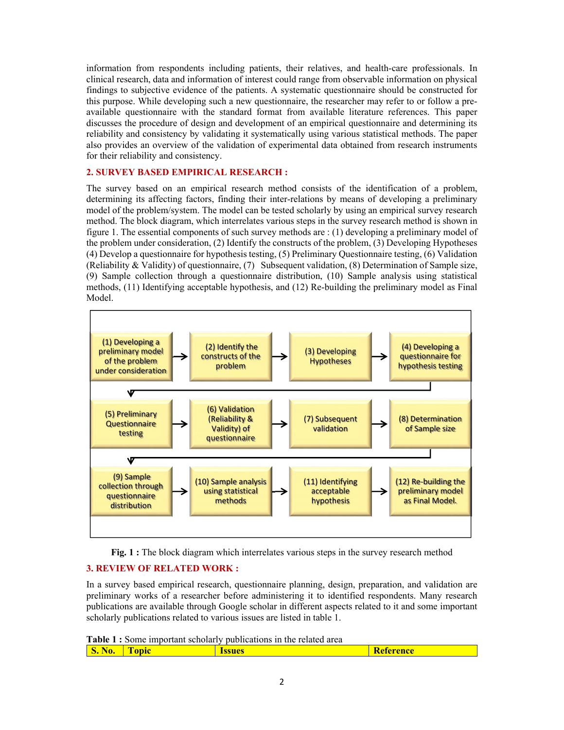information from respondents including patients, their relatives, and health-care professionals. In clinical research, data and information of interest could range from observable information on physical findings to subjective evidence of the patients. A systematic questionnaire should be constructed for this purpose. While developing such a new questionnaire, the researcher may refer to or follow a pre-available questionnaire with the standard format from available literature references. This paper discusses the procedure of design and development of an empirical questionnaire and determining its reliability and consistency by validating it systematically using various statistical methods. The paper also provides an overview of the validation of experimental data obtained from research instruments for their reliability and consistency.

## 2. SURVEY BASED EMPIRICAL RESEARCH :

The survey based on an empirical research method consists of the identification of a problem, determining its affecting factors, finding their inter-relations by means of developing a preliminary model of the problem/system. The model can be tested scholarly by using an empirical survey research method. The block diagram, which interrelates various steps in the survey research method is shown in figure 1. The essential components of such survey methods are : (1) developing a preliminary model of the problem under consideration, (2) Identify the constructs of the problem, (3) Developing Hypotheses (4) Develop a questionnaire for hypothesis testing, (5) Preliminary Questionnaire testing, (6) Validation (Reliability & Validity) of questionnaire, (7) Subsequent validation, (8) Determination of Sample size, (9) Sample collection through a questionnaire distribution, (10) Sample analysis using statistical methods, (11) Identifying acceptable hypothesis, and (12) Re-building the preliminary model as Final Model.

(1) Developing a preliminary model of the problem under consideration → (2) Identify the constructs of the problem → (3) Developing Hypotheses → (4) Developing a questionnaire for hypothesis testing → (5) Preliminary Questionnaire testing → (6) Validation (Reliability & Validity) of questionnaire → (7) Subsequent validation → (8) Determination of Sample size → (9) Sample collection through questionnaire distribution → (10) Sample analysis using statistical methods → (11) Identifying acceptable hypothesis → (12) Re-building the preliminary model as Final Model.

**Fig. 1 :** The block diagram which interrelates various steps in the survey research method

## 3. REVIEW OF RELATED WORK :

In a survey based empirical research, questionnaire planning, design, preparation, and validation are preliminary works of a researcher before administering it to identified respondents. Many research publications are available through Google scholar in different aspects related to it and some important scholarly publications related to various issues are listed in table 1.

**Table 1 :** Some important scholarly publications in the related area

| S. No. | Topic | Issues | Reference |
|---|---|---|---|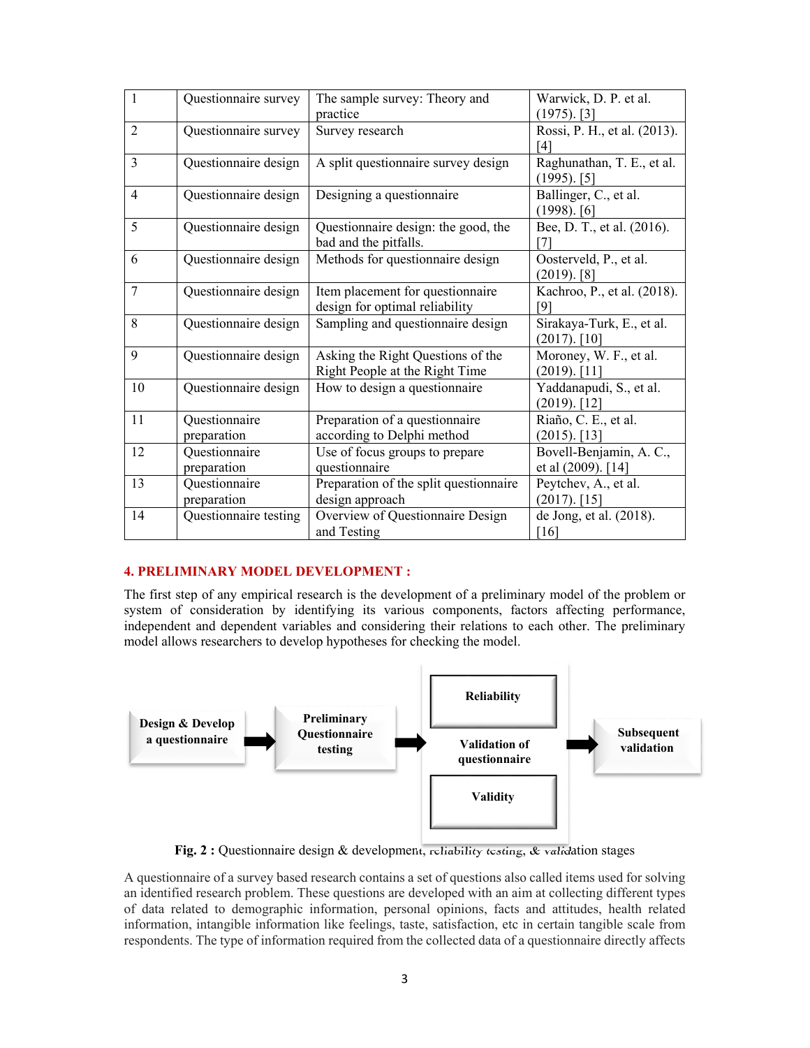| 1 | Questionnaire survey | The sample survey: Theory and practice | Warwick, D. P. et al. (1975). [3] |
|---|---|---|---|
| 2 | Questionnaire survey | Survey research | Rossi, P. H., et al. (2013). [4] |
| 3 | Questionnaire design | A split questionnaire survey design | Raghunathan, T. E., et al. (1995). [5] |
| 4 | Questionnaire design | Designing a questionnaire | Ballinger, C., et al. (1998). [6] |
| 5 | Questionnaire design | Questionnaire design: the good, the bad and the pitfalls. | Bee, D. T., et al. (2016). [7] |
| 6 | Questionnaire design | Methods for questionnaire design | Oosterveld, P., et al. (2019). [8] |
| 7 | Questionnaire design | Item placement for questionnaire design for optimal reliability | Kachroo, P., et al. (2018). [9] |
| 8 | Questionnaire design | Sampling and questionnaire design | Sirakaya-Turk, E., et al. (2017). [10] |
| 9 | Questionnaire design | Asking the Right Questions of the Right People at the Right Time | Moroney, W. F., et al. (2019). [11] |
| 10 | Questionnaire design | How to design a questionnaire | Yaddanapudi, S., et al. (2019). [12] |
| 11 | Questionnaire preparation | Preparation of a questionnaire according to Delphi method | Riaño, C. E., et al. (2015). [13] |
| 12 | Questionnaire preparation | Use of focus groups to prepare questionnaire | Bovell-Benjamin, A. C., et al (2009). [14] |
| 13 | Questionnaire preparation | Preparation of the split questionnaire design approach | Peytchev, A., et al. (2017). [15] |
| 14 | Questionnaire testing | Overview of Questionnaire Design and Testing | de Jong, et al. (2018). [16] |

## 4. PRELIMINARY MODEL DEVELOPMENT :

The first step of any empirical research is the development of a preliminary model of the problem or system of consideration by identifying its various components, factors affecting performance, independent and dependent variables and considering their relations to each other. The preliminary model allows researchers to develop hypotheses for checking the model.

**Design & Develop a questionnaire** → **Preliminary Questionnaire testing** → **Validation of questionnaire** (**Reliability**, **Validity**) → **Subsequent validation**

**Fig. 2 :** Questionnaire design & development, reliability testing, & validation stages

A questionnaire of a survey based research contains a set of questions also called items used for solving an identified research problem. These questions are developed with an aim at collecting different types of data related to demographic information, personal opinions, facts and attitudes, health related information, intangible information like feelings, taste, satisfaction, etc in certain tangible scale from respondents. The type of information required from the collected data of a questionnaire directly affects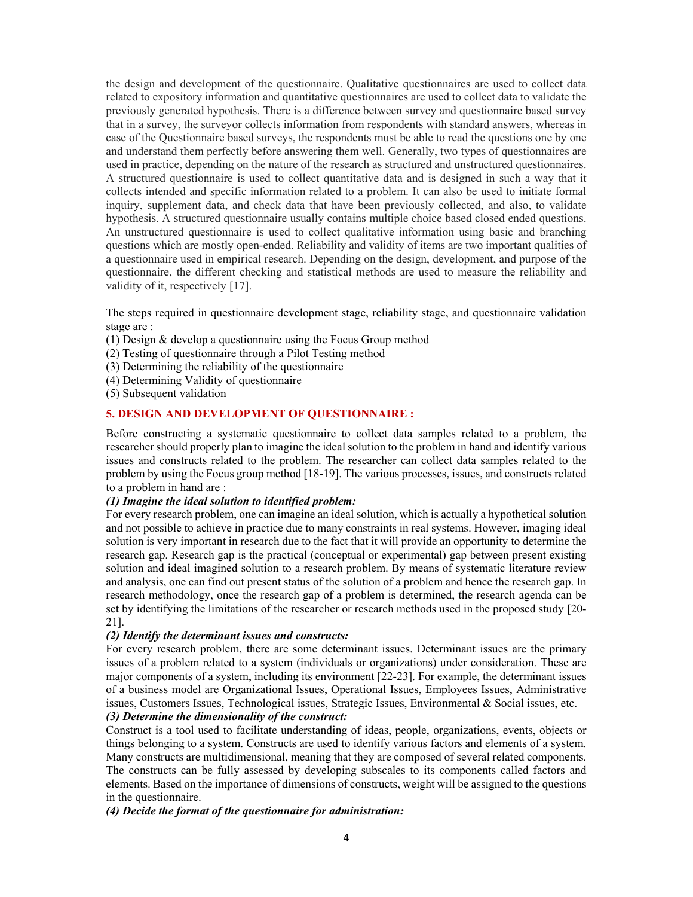the design and development of the questionnaire. Qualitative questionnaires are used to collect data related to expository information and quantitative questionnaires are used to collect data to validate the previously generated hypothesis. There is a difference between survey and questionnaire based survey that in a survey, the surveyor collects information from respondents with standard answers, whereas in case of the Questionnaire based surveys, the respondents must be able to read the questions one by one and understand them perfectly before answering them well. Generally, two types of questionnaires are used in practice, depending on the nature of the research as structured and unstructured questionnaires. A structured questionnaire is used to collect quantitative data and is designed in such a way that it collects intended and specific information related to a problem. It can also be used to initiate formal inquiry, supplement data, and check data that have been previously collected, and also, to validate hypothesis. A structured questionnaire usually contains multiple choice based closed ended questions. An unstructured questionnaire is used to collect qualitative information using basic and branching questions which are mostly open-ended. Reliability and validity of items are two important qualities of a questionnaire used in empirical research. Depending on the design, development, and purpose of the questionnaire, the different checking and statistical methods are used to measure the reliability and validity of it, respectively [17].

The steps required in questionnaire development stage, reliability stage, and questionnaire validation stage are :

(1) Design & develop a questionnaire using the Focus Group method
(2) Testing of questionnaire through a Pilot Testing method
(3) Determining the reliability of the questionnaire
(4) Determining Validity of questionnaire
(5) Subsequent validation

## 5. DESIGN AND DEVELOPMENT OF QUESTIONNAIRE :

Before constructing a systematic questionnaire to collect data samples related to a problem, the researcher should properly plan to imagine the ideal solution to the problem in hand and identify various issues and constructs related to the problem. The researcher can collect data samples related to the problem by using the Focus group method [18-19]. The various processes, issues, and constructs related to a problem in hand are :

***(1) Imagine the ideal solution to identified problem:***

For every research problem, one can imagine an ideal solution, which is actually a hypothetical solution and not possible to achieve in practice due to many constraints in real systems. However, imaging ideal solution is very important in research due to the fact that it will provide an opportunity to determine the research gap. Research gap is the practical (conceptual or experimental) gap between present existing solution and ideal imagined solution to a research problem. By means of systematic literature review and analysis, one can find out present status of the solution of a problem and hence the research gap. In research methodology, once the research gap of a problem is determined, the research agenda can be set by identifying the limitations of the researcher or research methods used in the proposed study [20-21].

***(2) Identify the determinant issues and constructs:***

For every research problem, there are some determinant issues. Determinant issues are the primary issues of a problem related to a system (individuals or organizations) under consideration. These are major components of a system, including its environment [22-23]. For example, the determinant issues of a business model are Organizational Issues, Operational Issues, Employees Issues, Administrative issues, Customers Issues, Technological issues, Strategic Issues, Environmental & Social issues, etc.

***(3) Determine the dimensionality of the construct:***

Construct is a tool used to facilitate understanding of ideas, people, organizations, events, objects or things belonging to a system. Constructs are used to identify various factors and elements of a system. Many constructs are multidimensional, meaning that they are composed of several related components. The constructs can be fully assessed by developing subscales to its components called factors and elements. Based on the importance of dimensions of constructs, weight will be assigned to the questions in the questionnaire.

***(4) Decide the format of the questionnaire for administration:***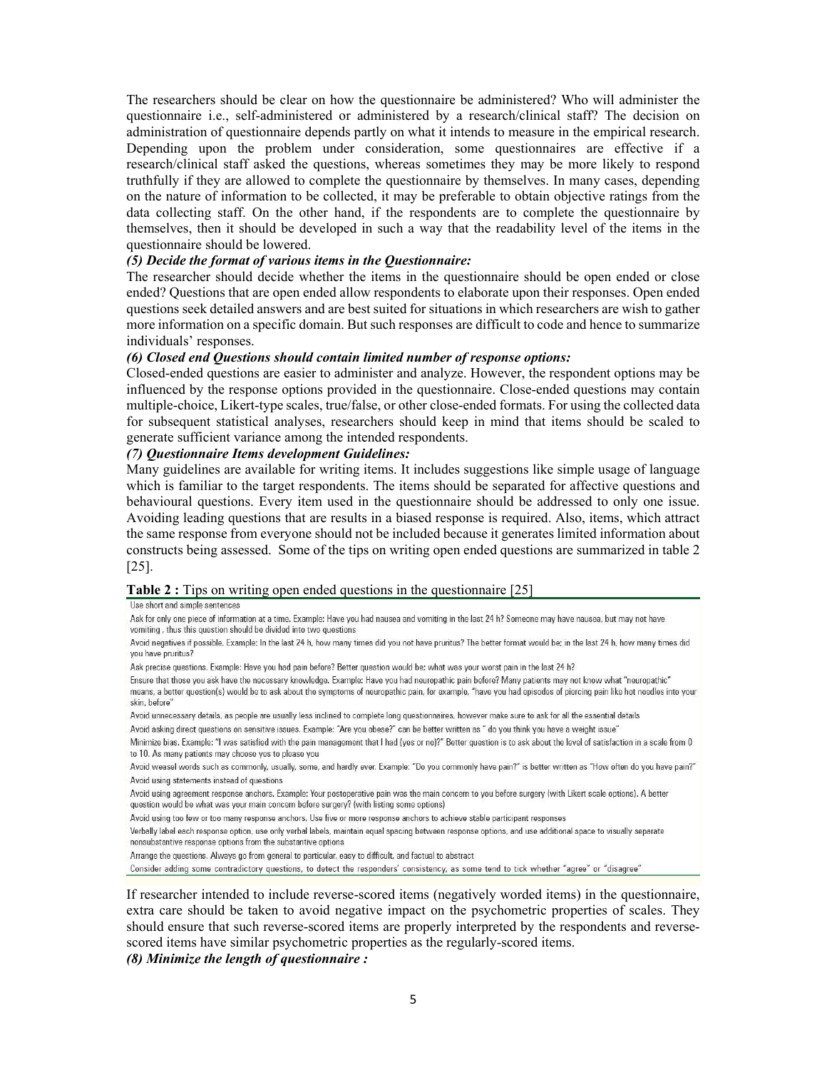The researchers should be clear on how the questionnaire be administered? Who will administer the questionnaire i.e., self-administered or administered by a research/clinical staff? The decision on administration of questionnaire depends partly on what it intends to measure in the empirical research. Depending upon the problem under consideration, some questionnaires are effective if a research/clinical staff asked the questions, whereas sometimes they may be more likely to respond truthfully if they are allowed to complete the questionnaire by themselves. In many cases, depending on the nature of information to be collected, it may be preferable to obtain objective ratings from the data collecting staff. On the other hand, if the respondents are to complete the questionnaire by themselves, then it should be developed in such a way that the readability level of the items in the questionnaire should be lowered.

***(5) Decide the format of various items in the Questionnaire:***

The researcher should decide whether the items in the questionnaire should be open ended or close ended? Questions that are open ended allow respondents to elaborate upon their responses. Open ended questions seek detailed answers and are best suited for situations in which researchers are wish to gather more information on a specific domain. But such responses are difficult to code and hence to summarize individuals' responses.

***(6) Closed end Questions should contain limited number of response options:***

Closed-ended questions are easier to administer and analyze. However, the respondent options may be influenced by the response options provided in the questionnaire. Close-ended questions may contain multiple-choice, Likert-type scales, true/false, or other close-ended formats. For using the collected data for subsequent statistical analyses, researchers should keep in mind that items should be scaled to generate sufficient variance among the intended respondents.

***(7) Questionnaire Items development Guidelines:***

Many guidelines are available for writing items. It includes suggestions like simple usage of language which is familiar to the target respondents. The items should be separated for affective questions and behavioural questions. Every item used in the questionnaire should be addressed to only one issue. Avoiding leading questions that are results in a biased response is required. Also, items, which attract the same response from everyone should not be included because it generates limited information about constructs being assessed. Some of the tips on writing open ended questions are summarized in table 2 [25].

**Table 2 :** Tips on writing open ended questions in the questionnaire [25]

| |
|---|
| Use short and simple sentences |
| Ask for only one piece of information at a time. Example: Have you had nausea and vomiting in the last 24 h? Someone may have nausea, but may not have vomiting , thus this question should be divided into two questions |
| Avoid negatives if possible. Example: In the last 24 h, how many times did you not have pruritus? The better format would be: in the last 24 h, how many times did you have pruritus? |
| Ask precise questions. Example: Have you had pain before? Better question would be: what was your worst pain in the last 24 h? |
| Ensure that those you ask have the necessary knowledge. Example: Have you had neuropathic pain before? Many patients may not know what "neuropathic" means, a better question(s) would be to ask about the symptoms of neuropathic pain, for example, "have you had episodes of piercing pain like hot needles into your skin, before" |
| Avoid unnecessary details, as people are usually less inclined to complete long questionnaires, however make sure to ask for all the essential details |
| Avoid asking direct questions on sensitive issues. Example: "Are you obese?" can be better written as " do you think you have a weight issue" |
| Minimize bias. Example: "I was satisfied with the pain management that I had (yes or no)?" Better question is to ask about the level of satisfaction in a scale from 0 to 10. As many patients may choose yes to please you |
| Avoid weasel words such as commonly, usually, some, and hardly ever. Example: "Do you commonly have pain?" is better written as "How often do you have pain?" |
| Avoid using statements instead of questions |
| Avoid using agreement response anchors. Example: Your postoperative pain was the main concern to you before surgery (with Likert scale options). A better question would be what was your main concern before surgery? (with listing some options) |
| Avoid using too few or too many response anchors. Use five or more response anchors to achieve stable participant responses |
| Verbally label each response option, use only verbal labels, maintain equal spacing between response options, and use additional space to visually separate nonsubstantive response options from the substantive options |
| Arrange the questions. Always go from general to particular, easy to difficult, and factual to abstract |
| Consider adding some contradictory questions, to detect the responders' consistency, as some tend to tick whether "agree" or "disagree" |

If researcher intended to include reverse-scored items (negatively worded items) in the questionnaire, extra care should be taken to avoid negative impact on the psychometric properties of scales. They should ensure that such reverse-scored items are properly interpreted by the respondents and reverse-scored items have similar psychometric properties as the regularly-scored items.

***(8) Minimize the length of questionnaire :***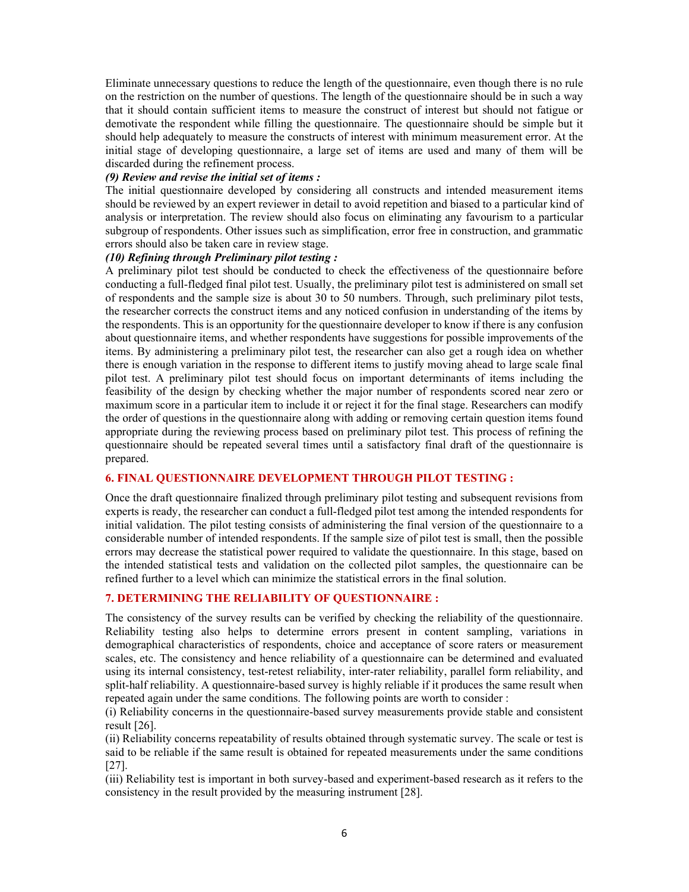Eliminate unnecessary questions to reduce the length of the questionnaire, even though there is no rule on the restriction on the number of questions. The length of the questionnaire should be in such a way that it should contain sufficient items to measure the construct of interest but should not fatigue or demotivate the respondent while filling the questionnaire. The questionnaire should be simple but it should help adequately to measure the constructs of interest with minimum measurement error. At the initial stage of developing questionnaire, a large set of items are used and many of them will be discarded during the refinement process.

***(9) Review and revise the initial set of items :***

The initial questionnaire developed by considering all constructs and intended measurement items should be reviewed by an expert reviewer in detail to avoid repetition and biased to a particular kind of analysis or interpretation. The review should also focus on eliminating any favourism to a particular subgroup of respondents. Other issues such as simplification, error free in construction, and grammatic errors should also be taken care in review stage.

***(10) Refining through Preliminary pilot testing :***

A preliminary pilot test should be conducted to check the effectiveness of the questionnaire before conducting a full-fledged final pilot test. Usually, the preliminary pilot test is administered on small set of respondents and the sample size is about 30 to 50 numbers. Through, such preliminary pilot tests, the researcher corrects the construct items and any noticed confusion in understanding of the items by the respondents. This is an opportunity for the questionnaire developer to know if there is any confusion about questionnaire items, and whether respondents have suggestions for possible improvements of the items. By administering a preliminary pilot test, the researcher can also get a rough idea on whether there is enough variation in the response to different items to justify moving ahead to large scale final pilot test. A preliminary pilot test should focus on important determinants of items including the feasibility of the design by checking whether the major number of respondents scored near zero or maximum score in a particular item to include it or reject it for the final stage. Researchers can modify the order of questions in the questionnaire along with adding or removing certain question items found appropriate during the reviewing process based on preliminary pilot test. This process of refining the questionnaire should be repeated several times until a satisfactory final draft of the questionnaire is prepared.

## 6. FINAL QUESTIONNAIRE DEVELOPMENT THROUGH PILOT TESTING :

Once the draft questionnaire finalized through preliminary pilot testing and subsequent revisions from experts is ready, the researcher can conduct a full-fledged pilot test among the intended respondents for initial validation. The pilot testing consists of administering the final version of the questionnaire to a considerable number of intended respondents. If the sample size of pilot test is small, then the possible errors may decrease the statistical power required to validate the questionnaire. In this stage, based on the intended statistical tests and validation on the collected pilot samples, the questionnaire can be refined further to a level which can minimize the statistical errors in the final solution.

## 7. DETERMINING THE RELIABILITY OF QUESTIONNAIRE :

The consistency of the survey results can be verified by checking the reliability of the questionnaire. Reliability testing also helps to determine errors present in content sampling, variations in demographical characteristics of respondents, choice and acceptance of score raters or measurement scales, etc. The consistency and hence reliability of a questionnaire can be determined and evaluated using its internal consistency, test-retest reliability, inter-rater reliability, parallel form reliability, and split-half reliability. A questionnaire-based survey is highly reliable if it produces the same result when repeated again under the same conditions. The following points are worth to consider :

(i) Reliability concerns in the questionnaire-based survey measurements provide stable and consistent result [26].

(ii) Reliability concerns repeatability of results obtained through systematic survey. The scale or test is said to be reliable if the same result is obtained for repeated measurements under the same conditions [27].

(iii) Reliability test is important in both survey-based and experiment-based research as it refers to the consistency in the result provided by the measuring instrument [28].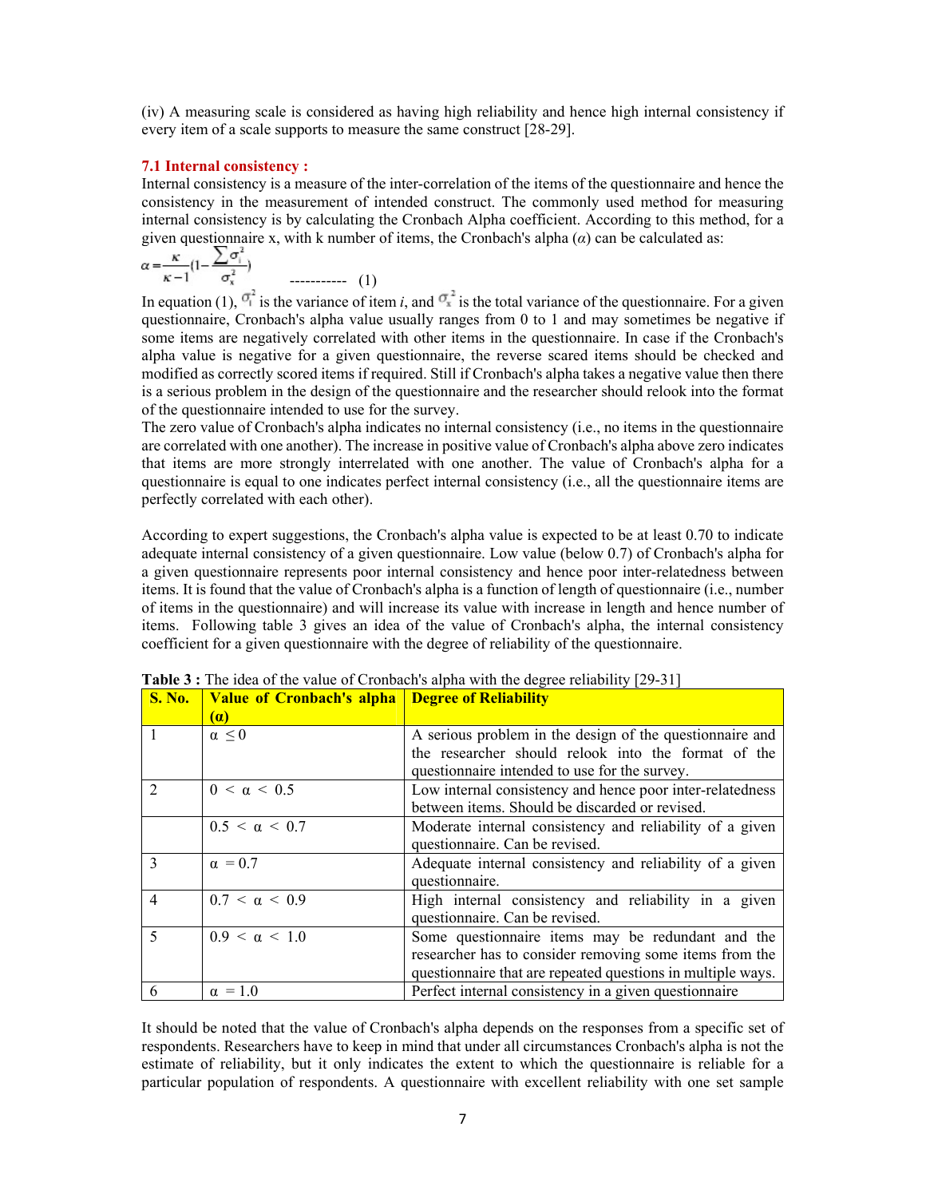(iv) A measuring scale is considered as having high reliability and hence high internal consistency if every item of a scale supports to measure the same construct [28-29].

### 7.1 Internal consistency :

Internal consistency is a measure of the inter-correlation of the items of the questionnaire and hence the consistency in the measurement of intended construct. The commonly used method for measuring internal consistency is by calculating the Cronbach Alpha coefficient. According to this method, for a given questionnaire x, with k number of items, the Cronbach's alpha ($\alpha$) can be calculated as:

$$\alpha = \frac{\kappa}{\kappa - 1}\left(1 - \frac{\sum \sigma_i^2}{\sigma_x^2}\right) \quad \text{----------- (1)}$$

In equation (1), $\sigma_i^2$ is the variance of item *i*, and $\sigma_x^2$ is the total variance of the questionnaire. For a given questionnaire, Cronbach's alpha value usually ranges from 0 to 1 and may sometimes be negative if some items are negatively correlated with other items in the questionnaire. In case if the Cronbach's alpha value is negative for a given questionnaire, the reverse scared items should be checked and modified as correctly scored items if required. Still if Cronbach's alpha takes a negative value then there is a serious problem in the design of the questionnaire and the researcher should relook into the format of the questionnaire intended to use for the survey.

The zero value of Cronbach's alpha indicates no internal consistency (i.e., no items in the questionnaire are correlated with one another). The increase in positive value of Cronbach's alpha above zero indicates that items are more strongly interrelated with one another. The value of Cronbach's alpha for a questionnaire is equal to one indicates perfect internal consistency (i.e., all the questionnaire items are perfectly correlated with each other).

According to expert suggestions, the Cronbach's alpha value is expected to be at least 0.70 to indicate adequate internal consistency of a given questionnaire. Low value (below 0.7) of Cronbach's alpha for a given questionnaire represents poor internal consistency and hence poor inter-relatedness between items. It is found that the value of Cronbach's alpha is a function of length of questionnaire (i.e., number of items in the questionnaire) and will increase its value with increase in length and hence number of items. Following table 3 gives an idea of the value of Cronbach's alpha, the internal consistency coefficient for a given questionnaire with the degree of reliability of the questionnaire.

**Table 3 :** The idea of the value of Cronbach's alpha with the degree reliability [29-31]

| S. No. | Value of Cronbach's alpha (α) | Degree of Reliability |
|---|---|---|
| 1 | $\alpha \leq 0$ | A serious problem in the design of the questionnaire and the researcher should relook into the format of the questionnaire intended to use for the survey. |
| 2 | $0 < \alpha < 0.5$ | Low internal consistency and hence poor inter-relatedness between items. Should be discarded or revised. |
| | $0.5 < \alpha < 0.7$ | Moderate internal consistency and reliability of a given questionnaire. Can be revised. |
| 3 | $\alpha = 0.7$ | Adequate internal consistency and reliability of a given questionnaire. |
| 4 | $0.7 < \alpha < 0.9$ | High internal consistency and reliability in a given questionnaire. Can be revised. |
| 5 | $0.9 < \alpha < 1.0$ | Some questionnaire items may be redundant and the researcher has to consider removing some items from the questionnaire that are repeated questions in multiple ways. |
| 6 | $\alpha = 1.0$ | Perfect internal consistency in a given questionnaire |

It should be noted that the value of Cronbach's alpha depends on the responses from a specific set of respondents. Researchers have to keep in mind that under all circumstances Cronbach's alpha is not the estimate of reliability, but it only indicates the extent to which the questionnaire is reliable for a particular population of respondents. A questionnaire with excellent reliability with one set sample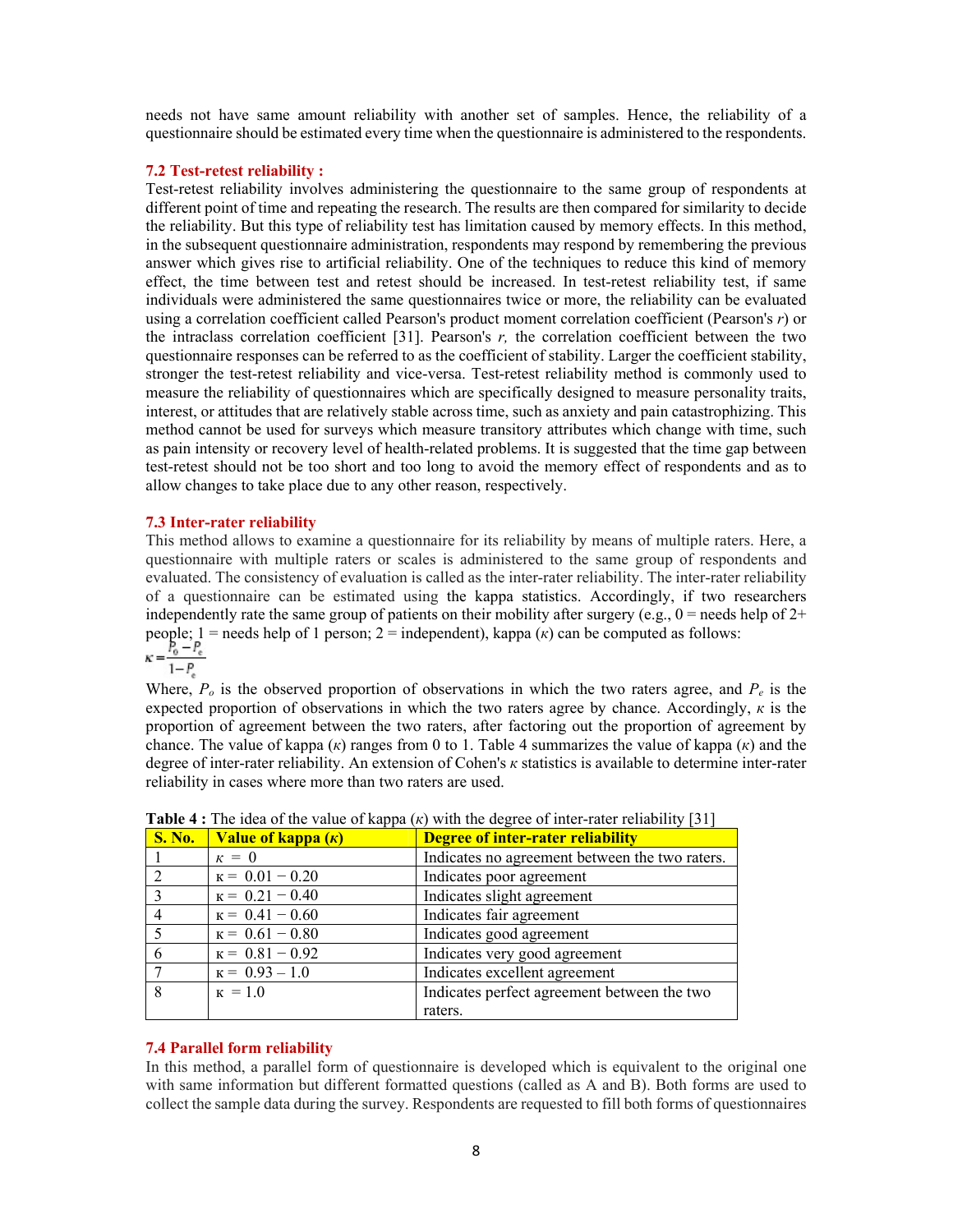needs not have same amount reliability with another set of samples. Hence, the reliability of a questionnaire should be estimated every time when the questionnaire is administered to the respondents.

### 7.2 Test-retest reliability :

Test-retest reliability involves administering the questionnaire to the same group of respondents at different point of time and repeating the research. The results are then compared for similarity to decide the reliability. But this type of reliability test has limitation caused by memory effects. In this method, in the subsequent questionnaire administration, respondents may respond by remembering the previous answer which gives rise to artificial reliability. One of the techniques to reduce this kind of memory effect, the time between test and retest should be increased. In test-retest reliability test, if same individuals were administered the same questionnaires twice or more, the reliability can be evaluated using a correlation coefficient called Pearson's product moment correlation coefficient (Pearson's $r$) or the intraclass correlation coefficient [31]. Pearson's $r$, the correlation coefficient between the two questionnaire responses can be referred to as the coefficient of stability. Larger the coefficient stability, stronger the test-retest reliability and vice-versa. Test-retest reliability method is commonly used to measure the reliability of questionnaires which are specifically designed to measure personality traits, interest, or attitudes that are relatively stable across time, such as anxiety and pain catastrophizing. This method cannot be used for surveys which measure transitory attributes which change with time, such as pain intensity or recovery level of health-related problems. It is suggested that the time gap between test-retest should not be too short and too long to avoid the memory effect of respondents and as to allow changes to take place due to any other reason, respectively.

### 7.3 Inter-rater reliability

This method allows to examine a questionnaire for its reliability by means of multiple raters. Here, a questionnaire with multiple raters or scales is administered to the same group of respondents and evaluated. The consistency of evaluation is called as the inter-rater reliability. The inter-rater reliability of a questionnaire can be estimated using the kappa statistics. Accordingly, if two researchers independently rate the same group of patients on their mobility after surgery (e.g., 0 = needs help of 2+ people; 1 = needs help of 1 person; 2 = independent), kappa ($\kappa$) can be computed as follows:

$$\kappa = \frac{P_o - P_e}{1 - P_e}$$

Where, $P_o$ is the observed proportion of observations in which the two raters agree, and $P_e$ is the expected proportion of observations in which the two raters agree by chance. Accordingly, $\kappa$ is the proportion of agreement between the two raters, after factoring out the proportion of agreement by chance. The value of kappa ($\kappa$) ranges from 0 to 1. Table 4 summarizes the value of kappa ($\kappa$) and the degree of inter-rater reliability. An extension of Cohen's $\kappa$ statistics is available to determine inter-rater reliability in cases where more than two raters are used.

**Table 4 :** The idea of the value of kappa ($\kappa$) with the degree of inter-rater reliability [31]

| S. No. | Value of kappa ($\kappa$) | Degree of inter-rater reliability |
|---|---|---|
| 1 | $\kappa = 0$ | Indicates no agreement between the two raters. |
| 2 | $\kappa = 0.01 - 0.20$ | Indicates poor agreement |
| 3 | $\kappa = 0.21 - 0.40$ | Indicates slight agreement |
| 4 | $\kappa = 0.41 - 0.60$ | Indicates fair agreement |
| 5 | $\kappa = 0.61 - 0.80$ | Indicates good agreement |
| 6 | $\kappa = 0.81 - 0.92$ | Indicates very good agreement |
| 7 | $\kappa = 0.93 - 1.0$ | Indicates excellent agreement |
| 8 | $\kappa = 1.0$ | Indicates perfect agreement between the two raters. |

### 7.4 Parallel form reliability

In this method, a parallel form of questionnaire is developed which is equivalent to the original one with same information but different formatted questions (called as A and B). Both forms are used to collect the sample data during the survey. Respondents are requested to fill both forms of questionnaires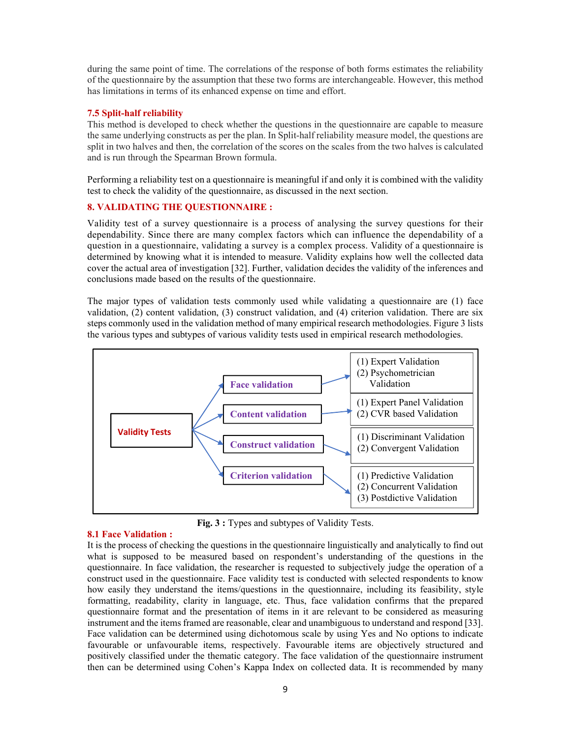during the same point of time. The correlations of the response of both forms estimates the reliability of the questionnaire by the assumption that these two forms are interchangeable. However, this method has limitations in terms of its enhanced expense on time and effort.

### 7.5 Split-half reliability

This method is developed to check whether the questions in the questionnaire are capable to measure the same underlying constructs as per the plan. In Split-half reliability measure model, the questions are split in two halves and then, the correlation of the scores on the scales from the two halves is calculated and is run through the Spearman Brown formula.

Performing a reliability test on a questionnaire is meaningful if and only it is combined with the validity test to check the validity of the questionnaire, as discussed in the next section.

## 8. VALIDATING THE QUESTIONNAIRE :

Validity test of a survey questionnaire is a process of analysing the survey questions for their dependability. Since there are many complex factors which can influence the dependability of a question in a questionnaire, validating a survey is a complex process. Validity of a questionnaire is determined by knowing what it is intended to measure. Validity explains how well the collected data cover the actual area of investigation [32]. Further, validation decides the validity of the inferences and conclusions made based on the results of the questionnaire.

The major types of validation tests commonly used while validating a questionnaire are (1) face validation, (2) content validation, (3) construct validation, and (4) criterion validation. There are six steps commonly used in the validation method of many empirical research methodologies. Figure 3 lists the various types and subtypes of various validity tests used in empirical research methodologies.

**Validity Tests**

- **Face validation**
  - (1) Expert Validation
  - (2) Psychometrician Validation
- **Content validation**
  - (1) Expert Panel Validation
  - (2) CVR based Validation
- **Construct validation**
  - (1) Discriminant Validation
  - (2) Convergent Validation
- **Criterion validation**
  - (1) Predictive Validation
  - (2) Concurrent Validation
  - (3) Postdictive Validation

**Fig. 3 :** Types and subtypes of Validity Tests.

### 8.1 Face Validation :

It is the process of checking the questions in the questionnaire linguistically and analytically to find out what is supposed to be measured based on respondent's understanding of the questions in the questionnaire. In face validation, the researcher is requested to subjectively judge the operation of a construct used in the questionnaire. Face validity test is conducted with selected respondents to know how easily they understand the items/questions in the questionnaire, including its feasibility, style formatting, readability, clarity in language, etc. Thus, face validation confirms that the prepared questionnaire format and the presentation of items in it are relevant to be considered as measuring instrument and the items framed are reasonable, clear and unambiguous to understand and respond [33]. Face validation can be determined using dichotomous scale by using Yes and No options to indicate favourable or unfavourable items, respectively. Favourable items are objectively structured and positively classified under the thematic category. The face validation of the questionnaire instrument then can be determined using Cohen's Kappa Index on collected data. It is recommended by many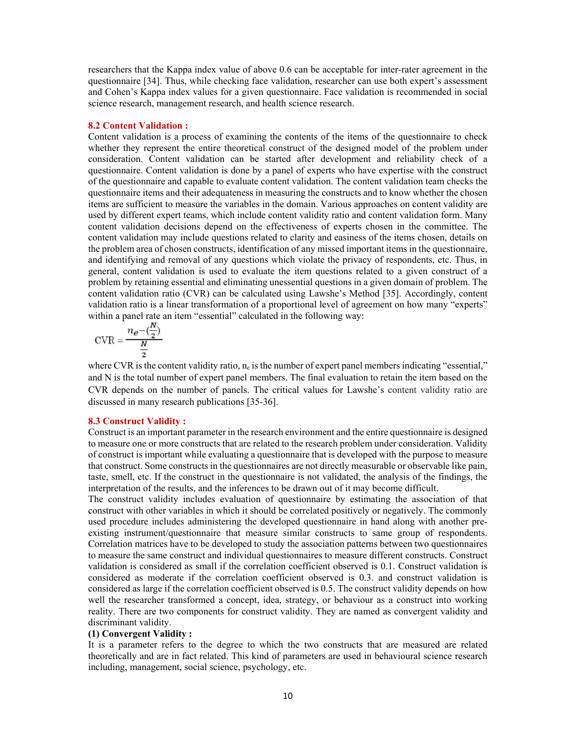researchers that the Kappa index value of above 0.6 can be acceptable for inter-rater agreement in the questionnaire [34]. Thus, while checking face validation, researcher can use both expert's assessment and Cohen's Kappa index values for a given questionnaire. Face validation is recommended in social science research, management research, and health science research.

### 8.2 Content Validation :

Content validation is a process of examining the contents of the items of the questionnaire to check whether they represent the entire theoretical construct of the designed model of the problem under consideration. Content validation can be started after development and reliability check of a questionnaire. Content validation is done by a panel of experts who have expertise with the construct of the questionnaire and capable to evaluate content validation. The content validation team checks the questionnaire items and their adequateness in measuring the constructs and to know whether the chosen items are sufficient to measure the variables in the domain. Various approaches on content validity are used by different expert teams, which include content validity ratio and content validation form. Many content validation decisions depend on the effectiveness of experts chosen in the committee. The content validation may include questions related to clarity and easiness of the items chosen, details on the problem area of chosen constructs, identification of any missed important items in the questionnaire, and identifying and removal of any questions which violate the privacy of respondents, etc. Thus, in general, content validation is used to evaluate the item questions related to a given construct of a problem by retaining essential and eliminating unessential questions in a given domain of problem. The content validation ratio (CVR) can be calculated using Lawshe's Method [35]. Accordingly, content validation ratio is a linear transformation of a proportional level of agreement on how many "experts" within a panel rate an item "essential" calculated in the following way:

$$\text{CVR} = \frac{n_e - (\frac{N}{2})}{\frac{N}{2}}$$

where CVR is the content validity ratio, $n_e$ is the number of expert panel members indicating "essential," and N is the total number of expert panel members. The final evaluation to retain the item based on the CVR depends on the number of panels. The critical values for Lawshe's content validity ratio are discussed in many research publications [35-36].

### 8.3 Construct Validity :

Construct is an important parameter in the research environment and the entire questionnaire is designed to measure one or more constructs that are related to the research problem under consideration. Validity of construct is important while evaluating a questionnaire that is developed with the purpose to measure that construct. Some constructs in the questionnaires are not directly measurable or observable like pain, taste, smell, etc. If the construct in the questionnaire is not validated, the analysis of the findings, the interpretation of the results, and the inferences to be drawn out of it may become difficult.

The construct validity includes evaluation of questionnaire by estimating the association of that construct with other variables in which it should be correlated positively or negatively. The commonly used procedure includes administering the developed questionnaire in hand along with another pre-existing instrument/questionnaire that measure similar constructs to same group of respondents. Correlation matrices have to be developed to study the association patterns between two questionnaires to measure the same construct and individual questionnaires to measure different constructs. Construct validation is considered as small if the correlation coefficient observed is 0.1. Construct validation is considered as moderate if the correlation coefficient observed is 0.3. and construct validation is considered as large if the correlation coefficient observed is 0.5. The construct validity depends on how well the researcher transformed a concept, idea, strategy, or behaviour as a construct into working reality. There are two components for construct validity. They are named as convergent validity and discriminant validity.

**(1) Convergent Validity :**

It is a parameter refers to the degree to which the two constructs that are measured are related theoretically and are in fact related. This kind of parameters are used in behavioural science research including, management, social science, psychology, etc.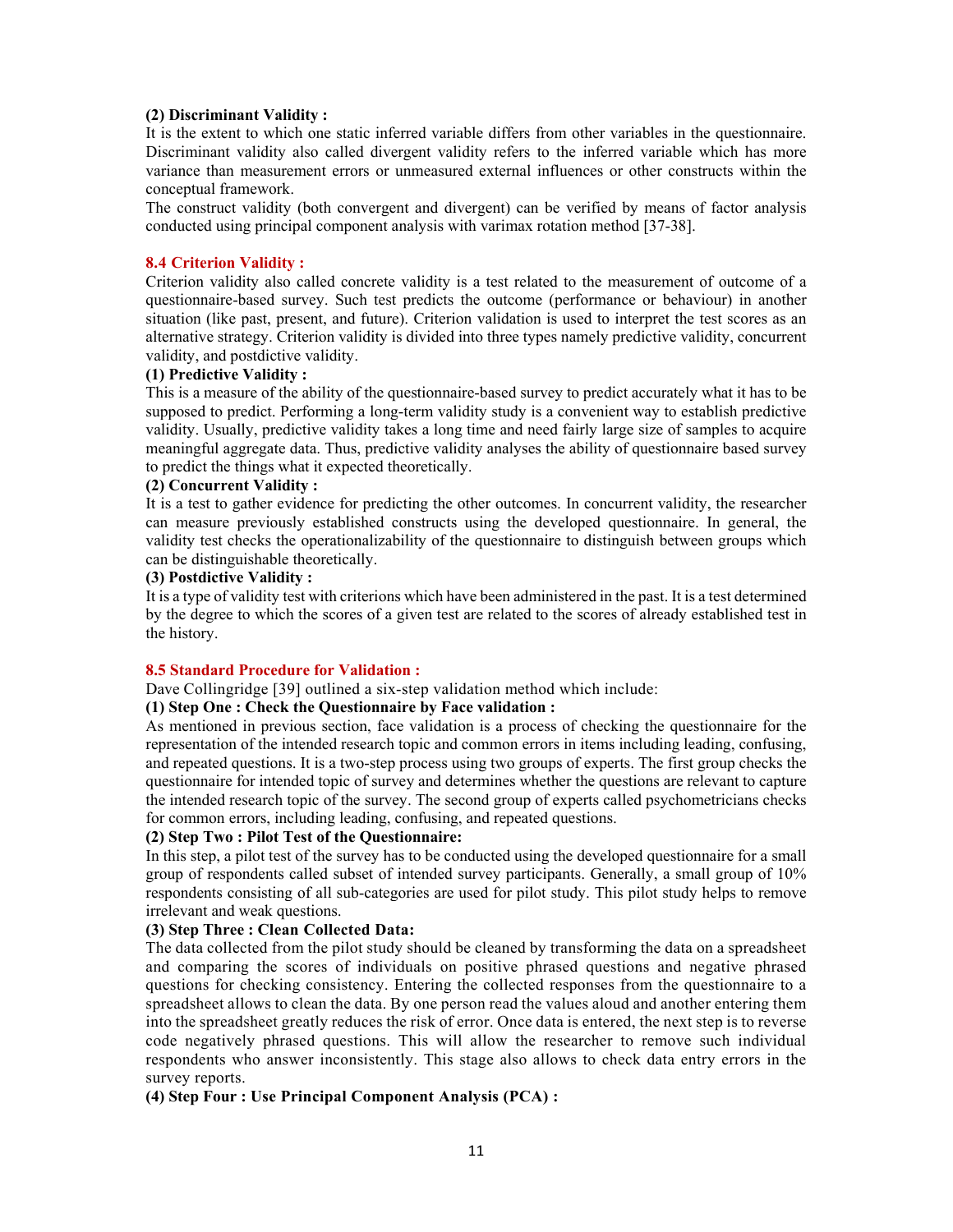**(2) Discriminant Validity :**

It is the extent to which one static inferred variable differs from other variables in the questionnaire. Discriminant validity also called divergent validity refers to the inferred variable which has more variance than measurement errors or unmeasured external influences or other constructs within the conceptual framework.

The construct validity (both convergent and divergent) can be verified by means of factor analysis conducted using principal component analysis with varimax rotation method [37-38].

### 8.4 Criterion Validity :

Criterion validity also called concrete validity is a test related to the measurement of outcome of a questionnaire-based survey. Such test predicts the outcome (performance or behaviour) in another situation (like past, present, and future). Criterion validation is used to interpret the test scores as an alternative strategy. Criterion validity is divided into three types namely predictive validity, concurrent validity, and postdictive validity.

**(1) Predictive Validity :**

This is a measure of the ability of the questionnaire-based survey to predict accurately what it has to be supposed to predict. Performing a long-term validity study is a convenient way to establish predictive validity. Usually, predictive validity takes a long time and need fairly large size of samples to acquire meaningful aggregate data. Thus, predictive validity analyses the ability of questionnaire based survey to predict the things what it expected theoretically.

**(2) Concurrent Validity :**

It is a test to gather evidence for predicting the other outcomes. In concurrent validity, the researcher can measure previously established constructs using the developed questionnaire. In general, the validity test checks the operationalizability of the questionnaire to distinguish between groups which can be distinguishable theoretically.

**(3) Postdictive Validity :**

It is a type of validity test with criterions which have been administered in the past. It is a test determined by the degree to which the scores of a given test are related to the scores of already established test in the history.

### 8.5 Standard Procedure for Validation :

Dave Collingridge [39] outlined a six-step validation method which include:

**(1) Step One : Check the Questionnaire by Face validation :**

As mentioned in previous section, face validation is a process of checking the questionnaire for the representation of the intended research topic and common errors in items including leading, confusing, and repeated questions. It is a two-step process using two groups of experts. The first group checks the questionnaire for intended topic of survey and determines whether the questions are relevant to capture the intended research topic of the survey. The second group of experts called psychometricians checks for common errors, including leading, confusing, and repeated questions.

**(2) Step Two : Pilot Test of the Questionnaire:**

In this step, a pilot test of the survey has to be conducted using the developed questionnaire for a small group of respondents called subset of intended survey participants. Generally, a small group of 10% respondents consisting of all sub-categories are used for pilot study. This pilot study helps to remove irrelevant and weak questions.

**(3) Step Three : Clean Collected Data:**

The data collected from the pilot study should be cleaned by transforming the data on a spreadsheet and comparing the scores of individuals on positive phrased questions and negative phrased questions for checking consistency. Entering the collected responses from the questionnaire to a spreadsheet allows to clean the data. By one person read the values aloud and another entering them into the spreadsheet greatly reduces the risk of error. Once data is entered, the next step is to reverse code negatively phrased questions. This will allow the researcher to remove such individual respondents who answer inconsistently. This stage also allows to check data entry errors in the survey reports.

**(4) Step Four : Use Principal Component Analysis (PCA) :**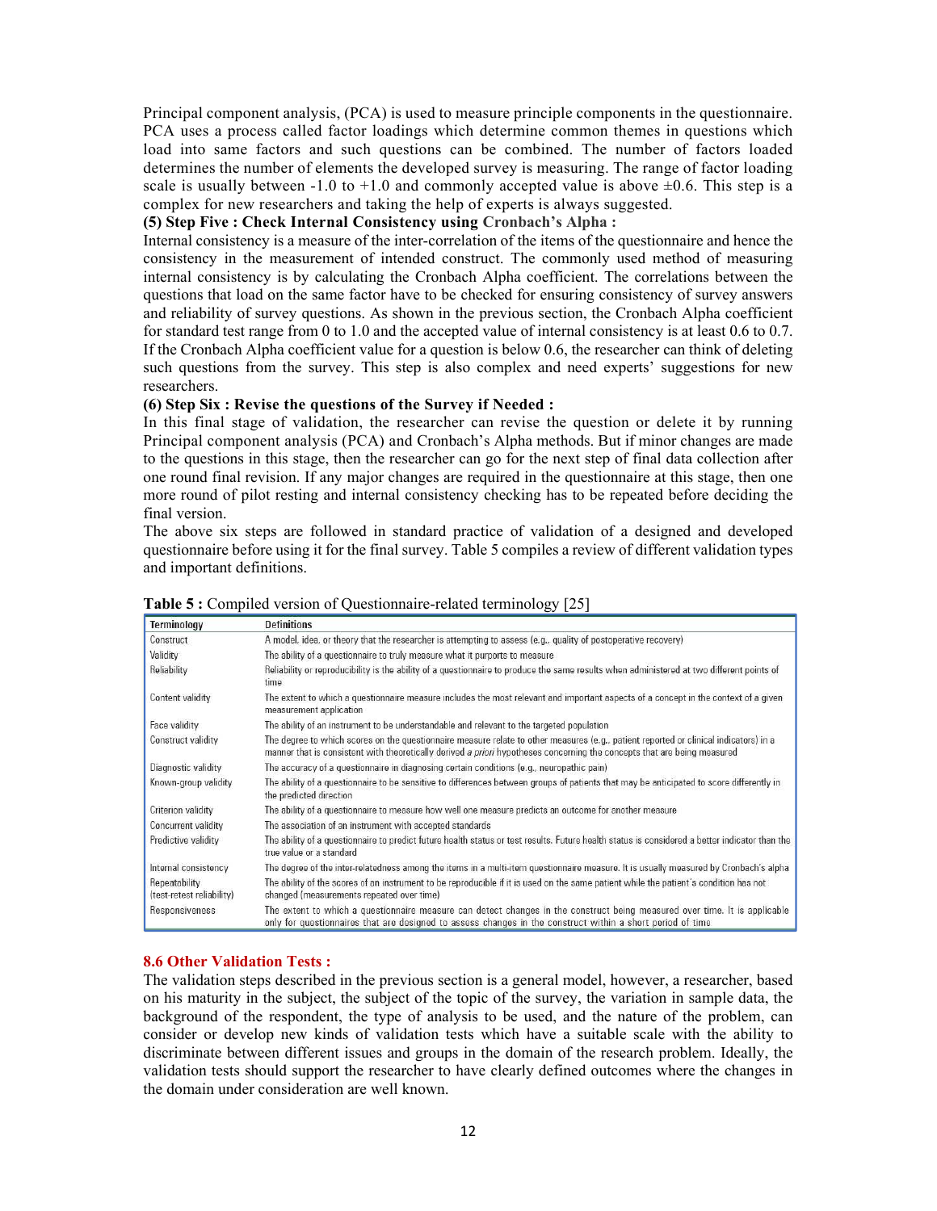Principal component analysis, (PCA) is used to measure principle components in the questionnaire. PCA uses a process called factor loadings which determine common themes in questions which load into same factors and such questions can be combined. The number of factors loaded determines the number of elements the developed survey is measuring. The range of factor loading scale is usually between -1.0 to +1.0 and commonly accepted value is above ±0.6. This step is a complex for new researchers and taking the help of experts is always suggested.

**(5) Step Five : Check Internal Consistency using Cronbach's Alpha :**

Internal consistency is a measure of the inter-correlation of the items of the questionnaire and hence the consistency in the measurement of intended construct. The commonly used method of measuring internal consistency is by calculating the Cronbach Alpha coefficient. The correlations between the questions that load on the same factor have to be checked for ensuring consistency of survey answers and reliability of survey questions. As shown in the previous section, the Cronbach Alpha coefficient for standard test range from 0 to 1.0 and the accepted value of internal consistency is at least 0.6 to 0.7. If the Cronbach Alpha coefficient value for a question is below 0.6, the researcher can think of deleting such questions from the survey. This step is also complex and need experts' suggestions for new researchers.

**(6) Step Six : Revise the questions of the Survey if Needed :**

In this final stage of validation, the researcher can revise the question or delete it by running Principal component analysis (PCA) and Cronbach's Alpha methods. But if minor changes are made to the questions in this stage, then the researcher can go for the next step of final data collection after one round final revision. If any major changes are required in the questionnaire at this stage, then one more round of pilot resting and internal consistency checking has to be repeated before deciding the final version.

The above six steps are followed in standard practice of validation of a designed and developed questionnaire before using it for the final survey. Table 5 compiles a review of different validation types and important definitions.

**Table 5 :** Compiled version of Questionnaire-related terminology [25]

| Terminology | Definitions |
|---|---|
| Construct | A model, idea, or theory that the researcher is attempting to assess (e.g., quality of postoperative recovery) |
| Validity | The ability of a questionnaire to truly measure what it purports to measure |
| Reliability | Reliability or reproducibility is the ability of a questionnaire to produce the same results when administered at two different points of time |
| Content validity | The extent to which a questionnaire measure includes the most relevant and important aspects of a concept in the context of a given measurement application |
| Face validity | The ability of an instrument to be understandable and relevant to the targeted population |
| Construct validity | The degree to which scores on the questionnaire measure relate to other measures (e.g., patient reported or clinical indicators) in a manner that is consistent with theoretically derived *a priori* hypotheses concerning the concepts that are being measured |
| Diagnostic validity | The accuracy of a questionnaire in diagnosing certain conditions (e.g., neuropathic pain) |
| Known-group validity | The ability of a questionnaire to be sensitive to differences between groups of patients that may be anticipated to score differently in the predicted direction |
| Criterion validity | The ability of a questionnaire to measure how well one measure predicts an outcome for another measure |
| Concurrent validity | The association of an instrument with accepted standards |
| Predictive validity | The ability of a questionnaire to predict future health status or test results. Future health status is considered a better indicator than the true value or a standard |
| Internal consistency | The degree of the inter-relatedness among the items in a multi-item questionnaire measure. It is usually measured by Cronbach's alpha |
| Repeatability (test-retest reliability) | The ability of the scores of an instrument to be reproducible if it is used on the same patient while the patient's condition has not changed (measurements repeated over time) |
| Responsiveness | The extent to which a questionnaire measure can detect changes in the construct being measured over time. It is applicable only for questionnaires that are designed to assess changes in the construct within a short period of time |

### 8.6 Other Validation Tests :

The validation steps described in the previous section is a general model, however, a researcher, based on his maturity in the subject, the subject of the topic of the survey, the variation in sample data, the background of the respondent, the type of analysis to be used, and the nature of the problem, can consider or develop new kinds of validation tests which have a suitable scale with the ability to discriminate between different issues and groups in the domain of the research problem. Ideally, the validation tests should support the researcher to have clearly defined outcomes where the changes in the domain under consideration are well known.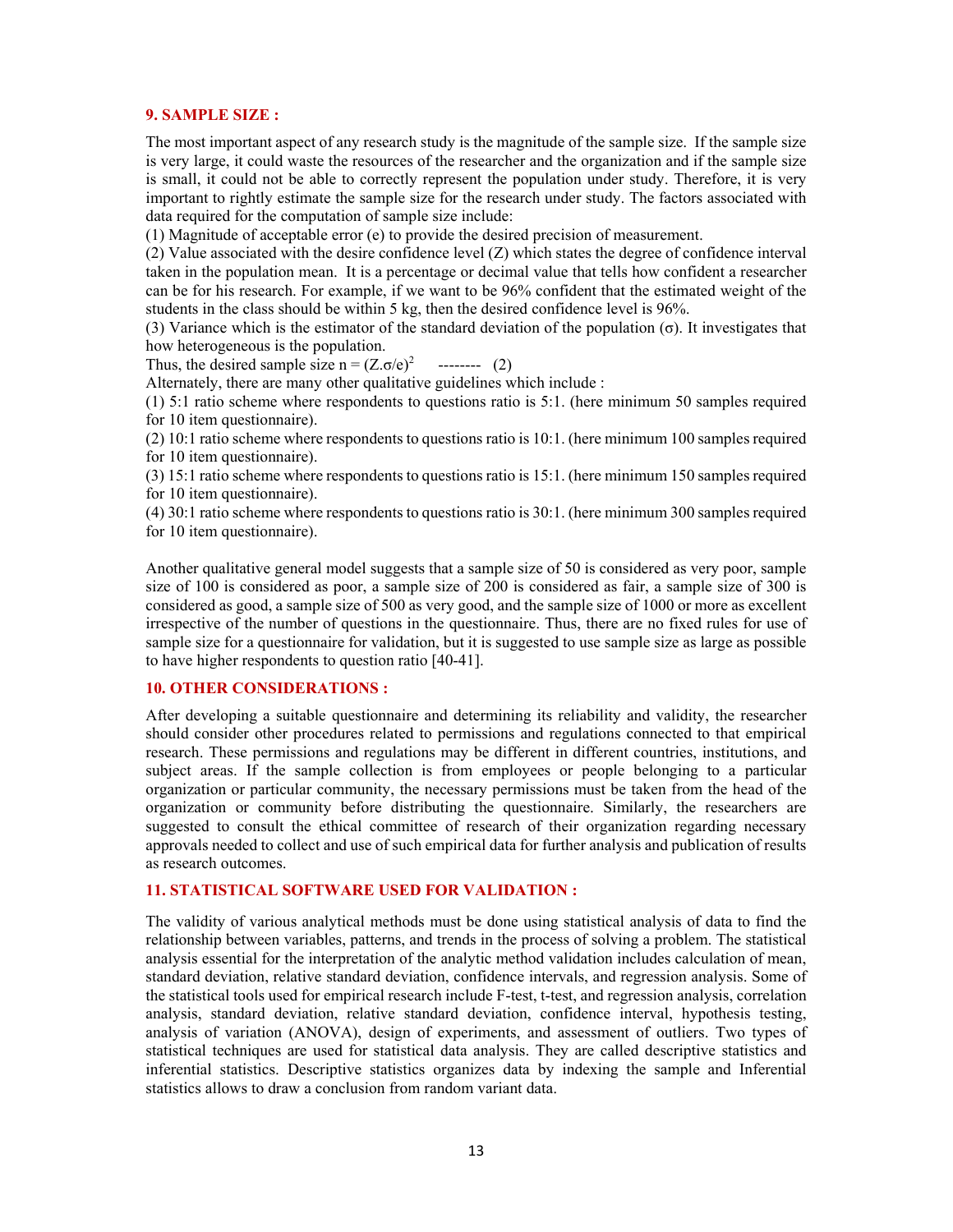## 9. SAMPLE SIZE :

The most important aspect of any research study is the magnitude of the sample size. If the sample size is very large, it could waste the resources of the researcher and the organization and if the sample size is small, it could not be able to correctly represent the population under study. Therefore, it is very important to rightly estimate the sample size for the research under study. The factors associated with data required for the computation of sample size include:

(1) Magnitude of acceptable error (e) to provide the desired precision of measurement.

(2) Value associated with the desire confidence level (Z) which states the degree of confidence interval taken in the population mean. It is a percentage or decimal value that tells how confident a researcher can be for his research. For example, if we want to be 96% confident that the estimated weight of the students in the class should be within 5 kg, then the desired confidence level is 96%.

(3) Variance which is the estimator of the standard deviation of the population (σ). It investigates that how heterogeneous is the population.

Thus, the desired sample size $n = (Z.\sigma/e)^2$ -------- (2)

Alternately, there are many other qualitative guidelines which include :

(1) 5:1 ratio scheme where respondents to questions ratio is 5:1. (here minimum 50 samples required for 10 item questionnaire).

(2) 10:1 ratio scheme where respondents to questions ratio is 10:1. (here minimum 100 samples required for 10 item questionnaire).

(3) 15:1 ratio scheme where respondents to questions ratio is 15:1. (here minimum 150 samples required for 10 item questionnaire).

(4) 30:1 ratio scheme where respondents to questions ratio is 30:1. (here minimum 300 samples required for 10 item questionnaire).

Another qualitative general model suggests that a sample size of 50 is considered as very poor, sample size of 100 is considered as poor, a sample size of 200 is considered as fair, a sample size of 300 is considered as good, a sample size of 500 as very good, and the sample size of 1000 or more as excellent irrespective of the number of questions in the questionnaire. Thus, there are no fixed rules for use of sample size for a questionnaire for validation, but it is suggested to use sample size as large as possible to have higher respondents to question ratio [40-41].

## 10. OTHER CONSIDERATIONS :

After developing a suitable questionnaire and determining its reliability and validity, the researcher should consider other procedures related to permissions and regulations connected to that empirical research. These permissions and regulations may be different in different countries, institutions, and subject areas. If the sample collection is from employees or people belonging to a particular organization or particular community, the necessary permissions must be taken from the head of the organization or community before distributing the questionnaire. Similarly, the researchers are suggested to consult the ethical committee of research of their organization regarding necessary approvals needed to collect and use of such empirical data for further analysis and publication of results as research outcomes.

## 11. STATISTICAL SOFTWARE USED FOR VALIDATION :

The validity of various analytical methods must be done using statistical analysis of data to find the relationship between variables, patterns, and trends in the process of solving a problem. The statistical analysis essential for the interpretation of the analytic method validation includes calculation of mean, standard deviation, relative standard deviation, confidence intervals, and regression analysis. Some of the statistical tools used for empirical research include F-test, t-test, and regression analysis, correlation analysis, standard deviation, relative standard deviation, confidence interval, hypothesis testing, analysis of variation (ANOVA), design of experiments, and assessment of outliers. Two types of statistical techniques are used for statistical data analysis. They are called descriptive statistics and inferential statistics. Descriptive statistics organizes data by indexing the sample and Inferential statistics allows to draw a conclusion from random variant data.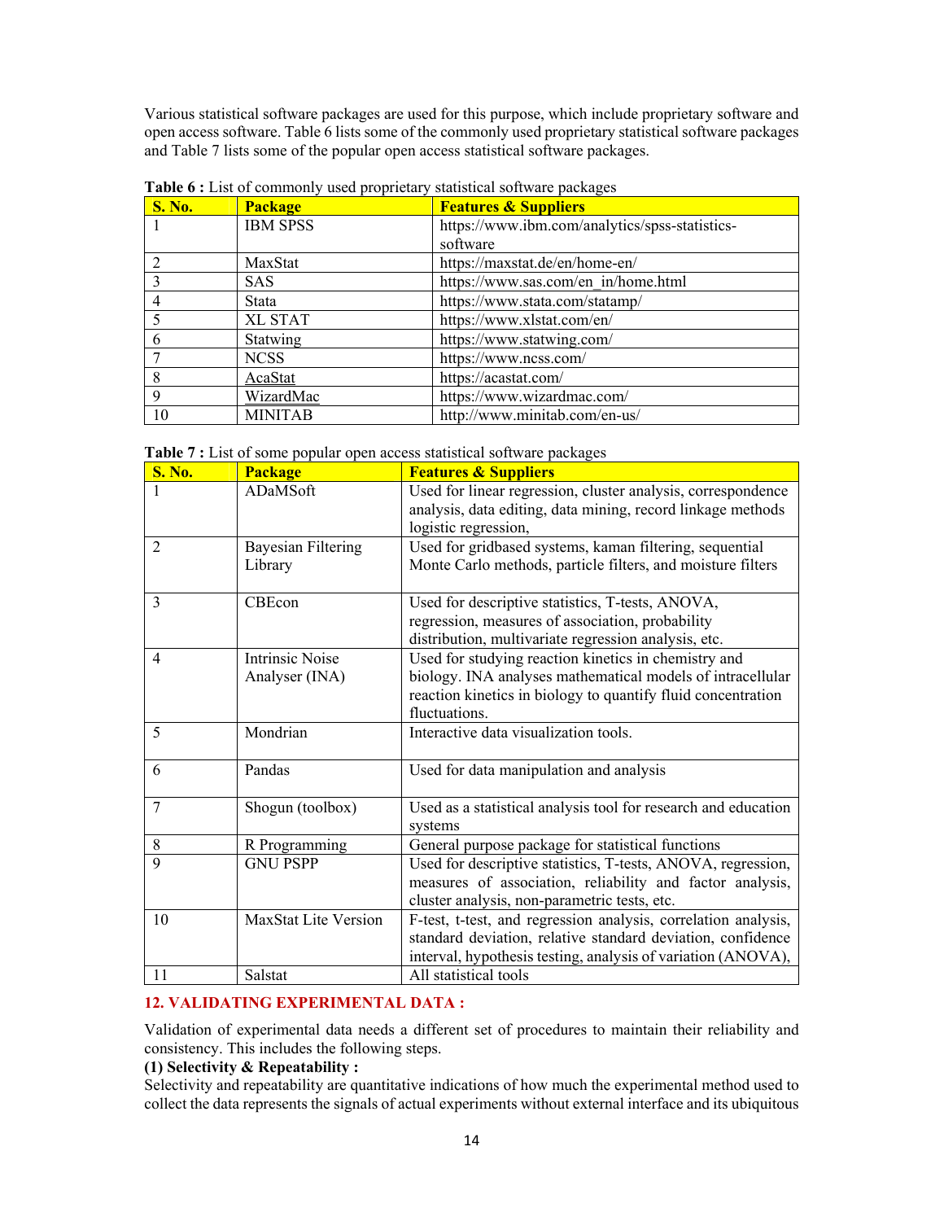Various statistical software packages are used for this purpose, which include proprietary software and open access software. Table 6 lists some of the commonly used proprietary statistical software packages and Table 7 lists some of the popular open access statistical software packages.

**Table 6 :** List of commonly used proprietary statistical software packages

| S. No. | Package | Features & Suppliers |
|---|---|---|
| 1 | IBM SPSS | https://www.ibm.com/analytics/spss-statistics-software |
| 2 | MaxStat | https://maxstat.de/en/home-en/ |
| 3 | SAS | https://www.sas.com/en_in/home.html |
| 4 | Stata | https://www.stata.com/statamp/ |
| 5 | XL STAT | https://www.xlstat.com/en/ |
| 6 | Statwing | https://www.statwing.com/ |
| 7 | NCSS | https://www.ncss.com/ |
| 8 | AcaStat | https://acastat.com/ |
| 9 | WizardMac | https://www.wizardmac.com/ |
| 10 | MINITAB | http://www.minitab.com/en-us/ |

**Table 7 :** List of some popular open access statistical software packages

| S. No. | Package | Features & Suppliers |
|---|---|---|
| 1 | ADaMSoft | Used for linear regression, cluster analysis, correspondence analysis, data editing, data mining, record linkage methods logistic regression, |
| 2 | Bayesian Filtering Library | Used for gridbased systems, kaman filtering, sequential Monte Carlo methods, particle filters, and moisture filters |
| 3 | CBEcon | Used for descriptive statistics, T-tests, ANOVA, regression, measures of association, probability distribution, multivariate regression analysis, etc. |
| 4 | Intrinsic Noise Analyser (INA) | Used for studying reaction kinetics in chemistry and biology. INA analyses mathematical models of intracellular reaction kinetics in biology to quantify fluid concentration fluctuations. |
| 5 | Mondrian | Interactive data visualization tools. |
| 6 | Pandas | Used for data manipulation and analysis |
| 7 | Shogun (toolbox) | Used as a statistical analysis tool for research and education systems |
| 8 | R Programming | General purpose package for statistical functions |
| 9 | GNU PSPP | Used for descriptive statistics, T-tests, ANOVA, regression, measures of association, reliability and factor analysis, cluster analysis, non-parametric tests, etc. |
| 10 | MaxStat Lite Version | F-test, t-test, and regression analysis, correlation analysis, standard deviation, relative standard deviation, confidence interval, hypothesis testing, analysis of variation (ANOVA), |
| 11 | Salstat | All statistical tools |

## 12. VALIDATING EXPERIMENTAL DATA :

Validation of experimental data needs a different set of procedures to maintain their reliability and consistency. This includes the following steps.

**(1) Selectivity & Repeatability :**

Selectivity and repeatability are quantitative indications of how much the experimental method used to collect the data represents the signals of actual experiments without external interface and its ubiquitous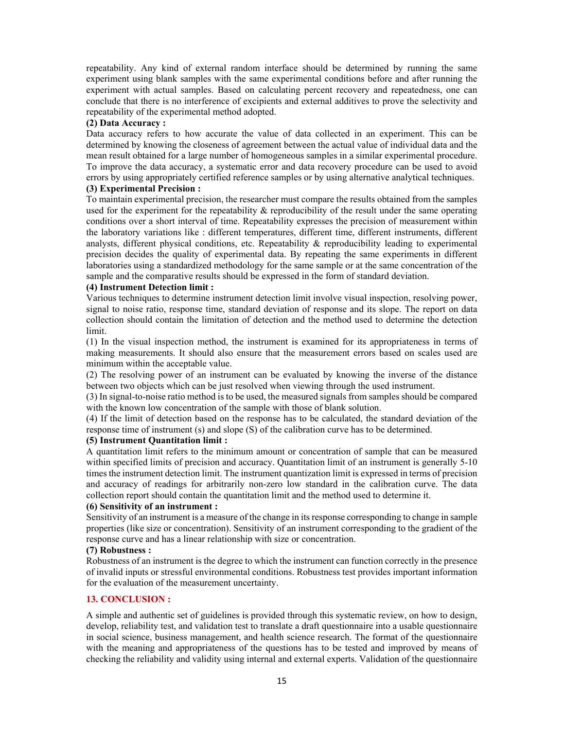repeatability. Any kind of external random interface should be determined by running the same experiment using blank samples with the same experimental conditions before and after running the experiment with actual samples. Based on calculating percent recovery and repeatedness, one can conclude that there is no interference of excipients and external additives to prove the selectivity and repeatability of the experimental method adopted.

**(2) Data Accuracy :**

Data accuracy refers to how accurate the value of data collected in an experiment. This can be determined by knowing the closeness of agreement between the actual value of individual data and the mean result obtained for a large number of homogeneous samples in a similar experimental procedure. To improve the data accuracy, a systematic error and data recovery procedure can be used to avoid errors by using appropriately certified reference samples or by using alternative analytical techniques.

**(3) Experimental Precision :**

To maintain experimental precision, the researcher must compare the results obtained from the samples used for the experiment for the repeatability & reproducibility of the result under the same operating conditions over a short interval of time. Repeatability expresses the precision of measurement within the laboratory variations like : different temperatures, different time, different instruments, different analysts, different physical conditions, etc. Repeatability & reproducibility leading to experimental precision decides the quality of experimental data. By repeating the same experiments in different laboratories using a standardized methodology for the same sample or at the same concentration of the sample and the comparative results should be expressed in the form of standard deviation.

**(4) Instrument Detection limit :**

Various techniques to determine instrument detection limit involve visual inspection, resolving power, signal to noise ratio, response time, standard deviation of response and its slope. The report on data collection should contain the limitation of detection and the method used to determine the detection limit.

(1) In the visual inspection method, the instrument is examined for its appropriateness in terms of making measurements. It should also ensure that the measurement errors based on scales used are minimum within the acceptable value.

(2) The resolving power of an instrument can be evaluated by knowing the inverse of the distance between two objects which can be just resolved when viewing through the used instrument.

(3) In signal-to-noise ratio method is to be used, the measured signals from samples should be compared with the known low concentration of the sample with those of blank solution.

(4) If the limit of detection based on the response has to be calculated, the standard deviation of the response time of instrument (s) and slope (S) of the calibration curve has to be determined.

**(5) Instrument Quantitation limit :**

A quantitation limit refers to the minimum amount or concentration of sample that can be measured within specified limits of precision and accuracy. Quantitation limit of an instrument is generally 5-10 times the instrument detection limit. The instrument quantization limit is expressed in terms of precision and accuracy of readings for arbitrarily non-zero low standard in the calibration curve. The data collection report should contain the quantitation limit and the method used to determine it.

**(6) Sensitivity of an instrument :**

Sensitivity of an instrument is a measure of the change in its response corresponding to change in sample properties (like size or concentration). Sensitivity of an instrument corresponding to the gradient of the response curve and has a linear relationship with size or concentration.

**(7) Robustness :**

Robustness of an instrument is the degree to which the instrument can function correctly in the presence of invalid inputs or stressful environmental conditions. Robustness test provides important information for the evaluation of the measurement uncertainty.

## 13. CONCLUSION :

A simple and authentic set of guidelines is provided through this systematic review, on how to design, develop, reliability test, and validation test to translate a draft questionnaire into a usable questionnaire in social science, business management, and health science research. The format of the questionnaire with the meaning and appropriateness of the questions has to be tested and improved by means of checking the reliability and validity using internal and external experts. Validation of the questionnaire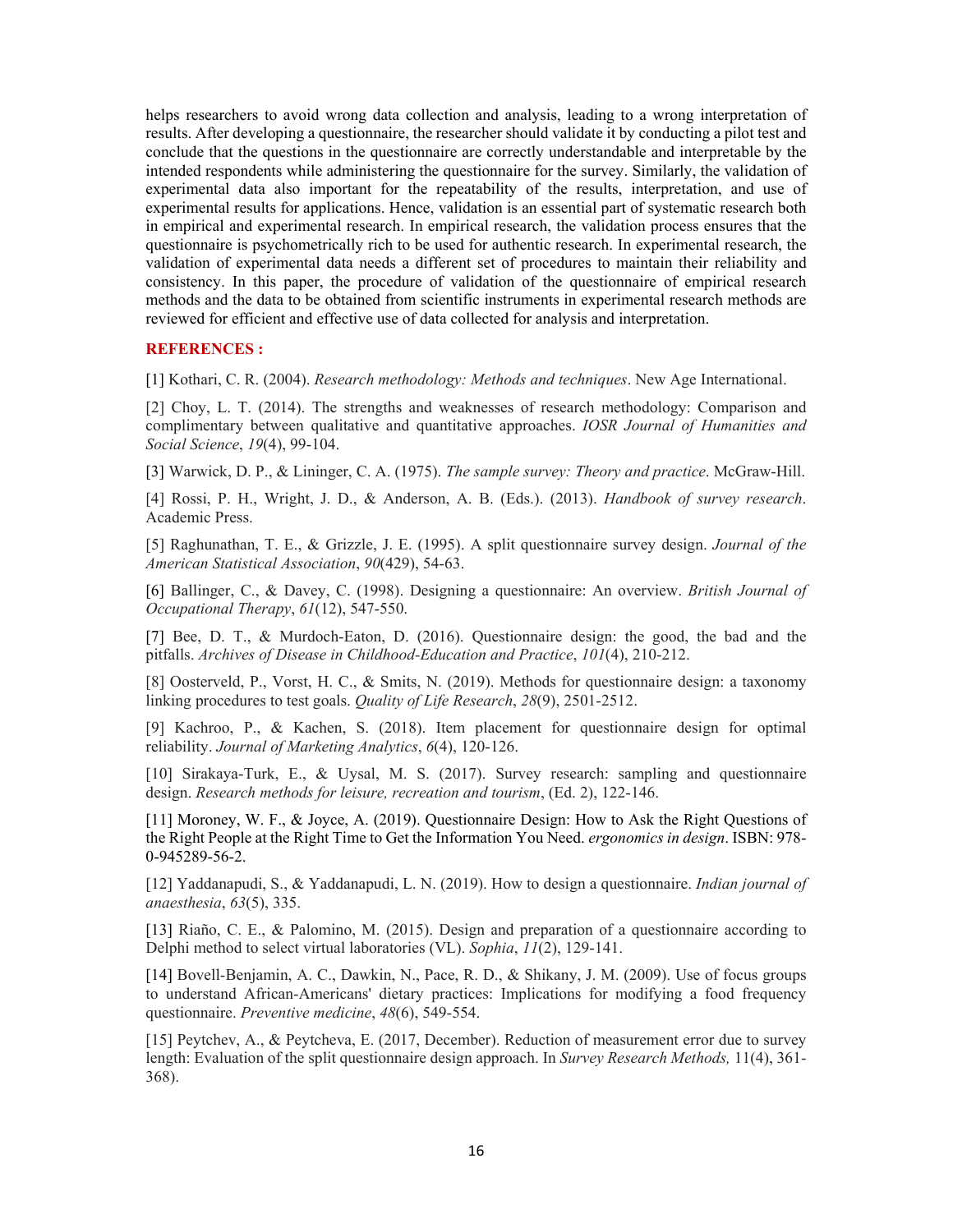helps researchers to avoid wrong data collection and analysis, leading to a wrong interpretation of results. After developing a questionnaire, the researcher should validate it by conducting a pilot test and conclude that the questions in the questionnaire are correctly understandable and interpretable by the intended respondents while administering the questionnaire for the survey. Similarly, the validation of experimental data also important for the repeatability of the results, interpretation, and use of experimental results for applications. Hence, validation is an essential part of systematic research both in empirical and experimental research. In empirical research, the validation process ensures that the questionnaire is psychometrically rich to be used for authentic research. In experimental research, the validation of experimental data needs a different set of procedures to maintain their reliability and consistency. In this paper, the procedure of validation of the questionnaire of empirical research methods and the data to be obtained from scientific instruments in experimental research methods are reviewed for efficient and effective use of data collected for analysis and interpretation.

## REFERENCES :

[1] Kothari, C. R. (2004). *Research methodology: Methods and techniques*. New Age International.

[2] Choy, L. T. (2014). The strengths and weaknesses of research methodology: Comparison and complimentary between qualitative and quantitative approaches. *IOSR Journal of Humanities and Social Science*, *19*(4), 99-104.

[3] Warwick, D. P., & Lininger, C. A. (1975). *The sample survey: Theory and practice*. McGraw-Hill.

[4] Rossi, P. H., Wright, J. D., & Anderson, A. B. (Eds.). (2013). *Handbook of survey research*. Academic Press.

[5] Raghunathan, T. E., & Grizzle, J. E. (1995). A split questionnaire survey design. *Journal of the American Statistical Association*, *90*(429), 54-63.

[6] Ballinger, C., & Davey, C. (1998). Designing a questionnaire: An overview. *British Journal of Occupational Therapy*, *61*(12), 547-550.

[7] Bee, D. T., & Murdoch-Eaton, D. (2016). Questionnaire design: the good, the bad and the pitfalls. *Archives of Disease in Childhood-Education and Practice*, *101*(4), 210-212.

[8] Oosterveld, P., Vorst, H. C., & Smits, N. (2019). Methods for questionnaire design: a taxonomy linking procedures to test goals. *Quality of Life Research*, *28*(9), 2501-2512.

[9] Kachroo, P., & Kachen, S. (2018). Item placement for questionnaire design for optimal reliability. *Journal of Marketing Analytics*, *6*(4), 120-126.

[10] Sirakaya-Turk, E., & Uysal, M. S. (2017). Survey research: sampling and questionnaire design. *Research methods for leisure, recreation and tourism*, (Ed. 2), 122-146.

[11] Moroney, W. F., & Joyce, A. (2019). Questionnaire Design: How to Ask the Right Questions of the Right People at the Right Time to Get the Information You Need. *ergonomics in design*. ISBN: 978-0-945289-56-2.

[12] Yaddanapudi, S., & Yaddanapudi, L. N. (2019). How to design a questionnaire. *Indian journal of anaesthesia*, *63*(5), 335.

[13] Riaño, C. E., & Palomino, M. (2015). Design and preparation of a questionnaire according to Delphi method to select virtual laboratories (VL). *Sophia*, *11*(2), 129-141.

[14] Bovell-Benjamin, A. C., Dawkin, N., Pace, R. D., & Shikany, J. M. (2009). Use of focus groups to understand African-Americans' dietary practices: Implications for modifying a food frequency questionnaire. *Preventive medicine*, *48*(6), 549-554.

[15] Peytchev, A., & Peytcheva, E. (2017, December). Reduction of measurement error due to survey length: Evaluation of the split questionnaire design approach. In *Survey Research Methods,* 11(4), 361-368).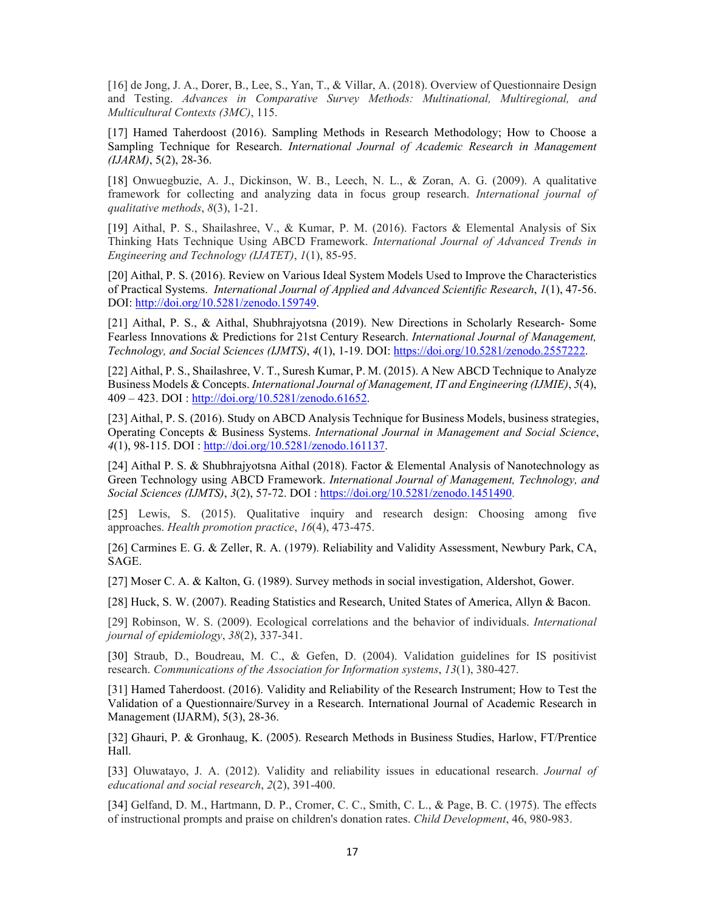[16] de Jong, J. A., Dorer, B., Lee, S., Yan, T., & Villar, A. (2018). Overview of Questionnaire Design and Testing. *Advances in Comparative Survey Methods: Multinational, Multiregional, and Multicultural Contexts (3MC)*, 115.

[17] Hamed Taherdoost (2016). Sampling Methods in Research Methodology; How to Choose a Sampling Technique for Research. *International Journal of Academic Research in Management (IJARM)*, 5(2), 28-36.

[18] Onwuegbuzie, A. J., Dickinson, W. B., Leech, N. L., & Zoran, A. G. (2009). A qualitative framework for collecting and analyzing data in focus group research. *International journal of qualitative methods*, *8*(3), 1-21.

[19] Aithal, P. S., Shailashree, V., & Kumar, P. M. (2016). Factors & Elemental Analysis of Six Thinking Hats Technique Using ABCD Framework. *International Journal of Advanced Trends in Engineering and Technology (IJATET)*, *1*(1), 85-95.

[20] Aithal, P. S. (2016). Review on Various Ideal System Models Used to Improve the Characteristics of Practical Systems. *International Journal of Applied and Advanced Scientific Research*, *1*(1), 47-56. DOI: http://doi.org/10.5281/zenodo.159749.

[21] Aithal, P. S., & Aithal, Shubhrajyotsna (2019). New Directions in Scholarly Research- Some Fearless Innovations & Predictions for 21st Century Research. *International Journal of Management, Technology, and Social Sciences (IJMTS)*, *4*(1), 1-19. DOI: https://doi.org/10.5281/zenodo.2557222.

[22] Aithal, P. S., Shailashree, V. T., Suresh Kumar, P. M. (2015). A New ABCD Technique to Analyze Business Models & Concepts. *International Journal of Management, IT and Engineering (IJMIE)*, *5*(4), 409 – 423. DOI : http://doi.org/10.5281/zenodo.61652.

[23] Aithal, P. S. (2016). Study on ABCD Analysis Technique for Business Models, business strategies, Operating Concepts & Business Systems. *International Journal in Management and Social Science*, *4*(1), 98-115. DOI : http://doi.org/10.5281/zenodo.161137.

[24] Aithal P. S. & Shubhrajyotsna Aithal (2018). Factor & Elemental Analysis of Nanotechnology as Green Technology using ABCD Framework. *International Journal of Management, Technology, and Social Sciences (IJMTS)*, *3*(2), 57-72. DOI : https://doi.org/10.5281/zenodo.1451490.

[25] Lewis, S. (2015). Qualitative inquiry and research design: Choosing among five approaches. *Health promotion practice*, *16*(4), 473-475.

[26] Carmines E. G. & Zeller, R. A. (1979). Reliability and Validity Assessment, Newbury Park, CA, SAGE.

[27] Moser C. A. & Kalton, G. (1989). Survey methods in social investigation, Aldershot, Gower.

[28] Huck, S. W. (2007). Reading Statistics and Research, United States of America, Allyn & Bacon.

[29] Robinson, W. S. (2009). Ecological correlations and the behavior of individuals. *International journal of epidemiology*, *38*(2), 337-341.

[30] Straub, D., Boudreau, M. C., & Gefen, D. (2004). Validation guidelines for IS positivist research. *Communications of the Association for Information systems*, *13*(1), 380-427.

[31] Hamed Taherdoost. (2016). Validity and Reliability of the Research Instrument; How to Test the Validation of a Questionnaire/Survey in a Research. International Journal of Academic Research in Management (IJARM), 5(3), 28-36.

[32] Ghauri, P. & Gronhaug, K. (2005). Research Methods in Business Studies, Harlow, FT/Prentice Hall.

[33] Oluwatayo, J. A. (2012). Validity and reliability issues in educational research. *Journal of educational and social research*, *2*(2), 391-400.

[34] Gelfand, D. M., Hartmann, D. P., Cromer, C. C., Smith, C. L., & Page, B. C. (1975). The effects of instructional prompts and praise on children's donation rates. *Child Development*, 46, 980-983.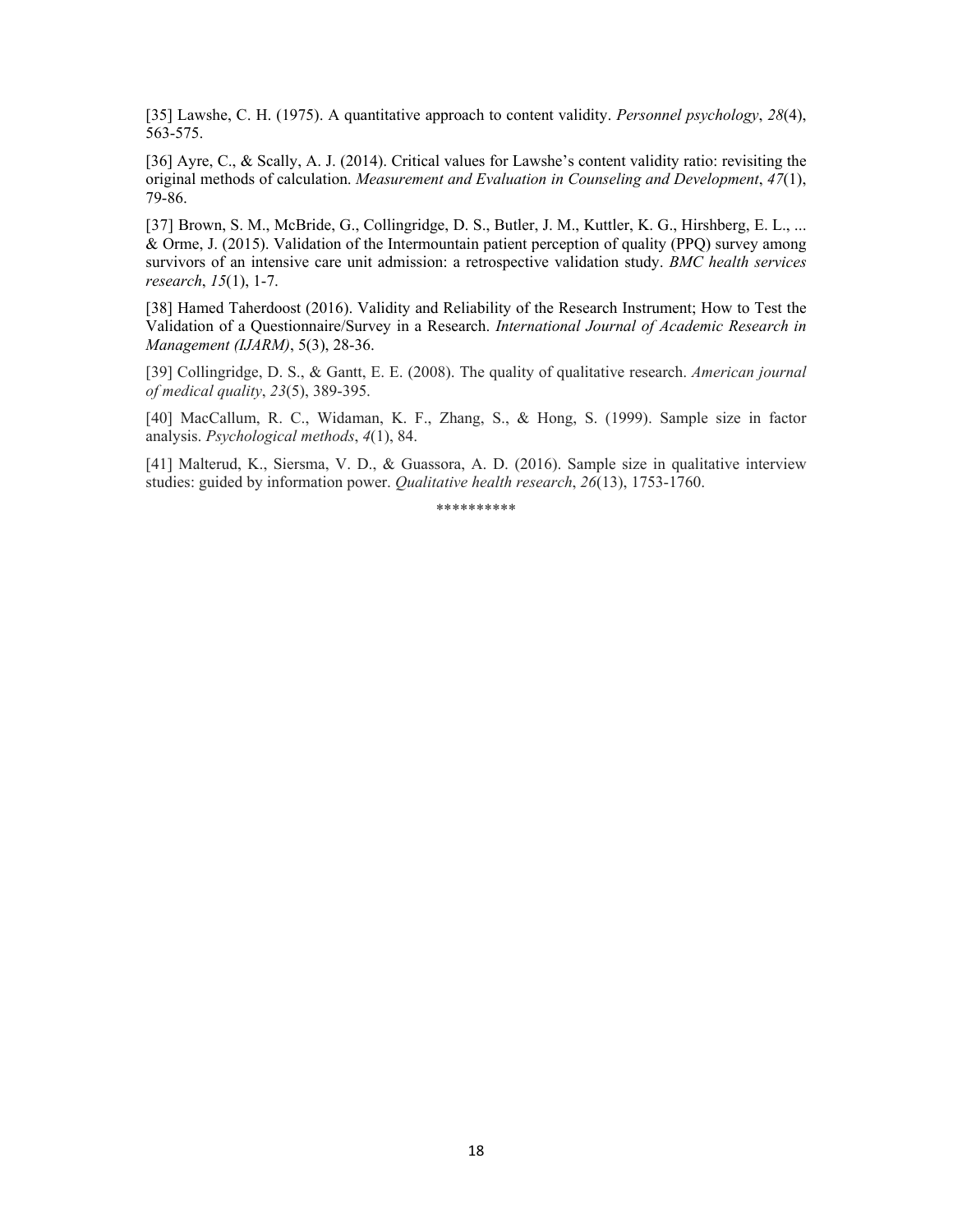[35] Lawshe, C. H. (1975). A quantitative approach to content validity. *Personnel psychology*, *28*(4), 563-575.

[36] Ayre, C., & Scally, A. J. (2014). Critical values for Lawshe's content validity ratio: revisiting the original methods of calculation. *Measurement and Evaluation in Counseling and Development*, *47*(1), 79-86.

[37] Brown, S. M., McBride, G., Collingridge, D. S., Butler, J. M., Kuttler, K. G., Hirshberg, E. L., ... & Orme, J. (2015). Validation of the Intermountain patient perception of quality (PPQ) survey among survivors of an intensive care unit admission: a retrospective validation study. *BMC health services research*, *15*(1), 1-7.

[38] Hamed Taherdoost (2016). Validity and Reliability of the Research Instrument; How to Test the Validation of a Questionnaire/Survey in a Research. *International Journal of Academic Research in Management (IJARM)*, 5(3), 28-36.

[39] Collingridge, D. S., & Gantt, E. E. (2008). The quality of qualitative research. *American journal of medical quality*, *23*(5), 389-395.

[40] MacCallum, R. C., Widaman, K. F., Zhang, S., & Hong, S. (1999). Sample size in factor analysis. *Psychological methods*, *4*(1), 84.

[41] Malterud, K., Siersma, V. D., & Guassora, A. D. (2016). Sample size in qualitative interview studies: guided by information power. *Qualitative health research*, *26*(13), 1753-1760.

**********